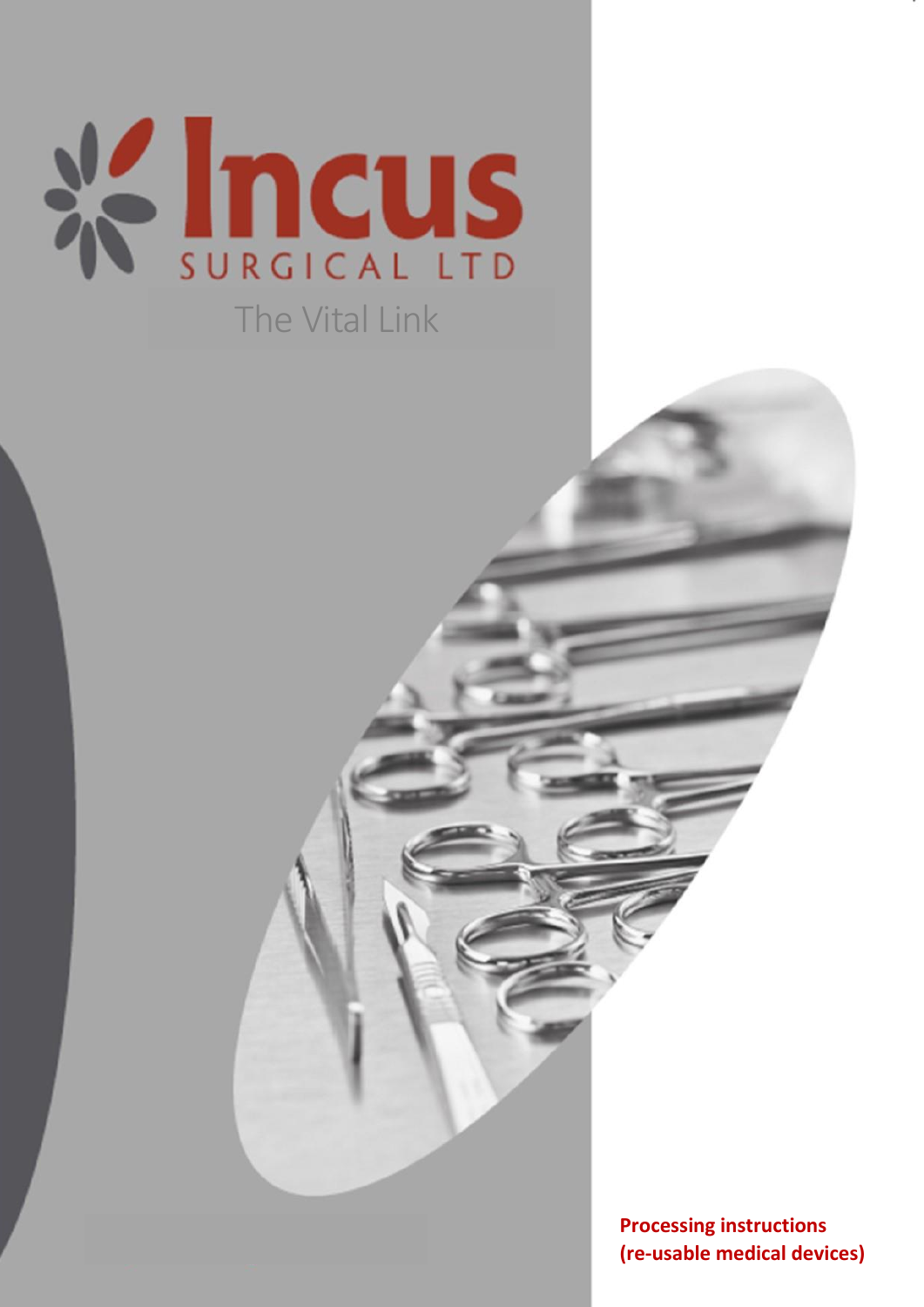# Incus

SURGICAL LTD

The Vital Link

**Processing instructions (re-usable medical devices)**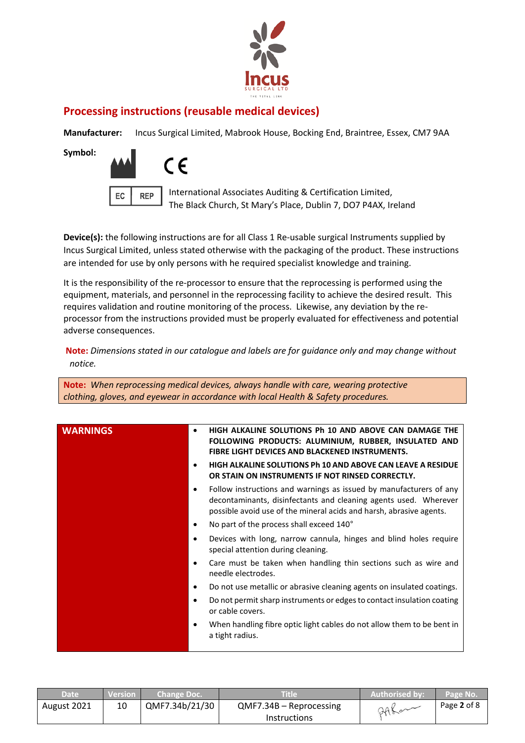## Processing instructions (reusable medical devices)

**Manufacturer:** Incus Surgical Limited, Mabrook House, Bocking End, Braintree, Essex, CM7 9AA

**Symbol:**

CE

EC REP International Associates Auditing & Certification Limited,
The Black Church, St Mary's Place, Dublin 7, DO7 P4AX, Ireland

**Device(s):** the following instructions are for all Class 1 Re-usable surgical Instruments supplied by Incus Surgical Limited, unless stated otherwise with the packaging of the product. These instructions are intended for use by only persons with he required specialist knowledge and training.

It is the responsibility of the re-processor to ensure that the reprocessing is performed using the equipment, materials, and personnel in the reprocessing facility to achieve the desired result. This requires validation and routine monitoring of the process. Likewise, any deviation by the re-processor from the instructions provided must be properly evaluated for effectiveness and potential adverse consequences.

**Note:** *Dimensions stated in our catalogue and labels are for guidance only and may change without notice.*

**Note:** *When reprocessing medical devices, always handle with care, wearing protective clothing, gloves, and eyewear in accordance with local Health & Safety procedures.*

| WARNINGS | |
|---|---|
| | • **HIGH ALKALINE SOLUTIONS Ph 10 AND ABOVE CAN DAMAGE THE FOLLOWING PRODUCTS: ALUMINIUM, RUBBER, INSULATED AND FIBRE LIGHT DEVICES AND BLACKENED INSTRUMENTS.**<br>• **HIGH ALKALINE SOLUTIONS Ph 10 AND ABOVE CAN LEAVE A RESIDUE OR STAIN ON INSTRUMENTS IF NOT RINSED CORRECTLY.**<br>• Follow instructions and warnings as issued by manufacturers of any decontaminants, disinfectants and cleaning agents used. Wherever possible avoid use of the mineral acids and harsh, abrasive agents.<br>• No part of the process shall exceed 140°<br>• Devices with long, narrow cannula, hinges and blind holes require special attention during cleaning.<br>• Care must be taken when handling thin sections such as wire and needle electrodes.<br>• Do not use metallic or abrasive cleaning agents on insulated coatings.<br>• Do not permit sharp instruments or edges to contact insulation coating or cable covers.<br>• When handling fibre optic light cables do not allow them to be bent in a tight radius. |

| Date | Version | Change Doc. | Title | Authorised by: | Page No. |
|---|---|---|---|---|---|
| August 2021 | 10 | QMF7.34b/21/30 | QMF7.34B – Reprocessing Instructions | | Page 2 of 8 |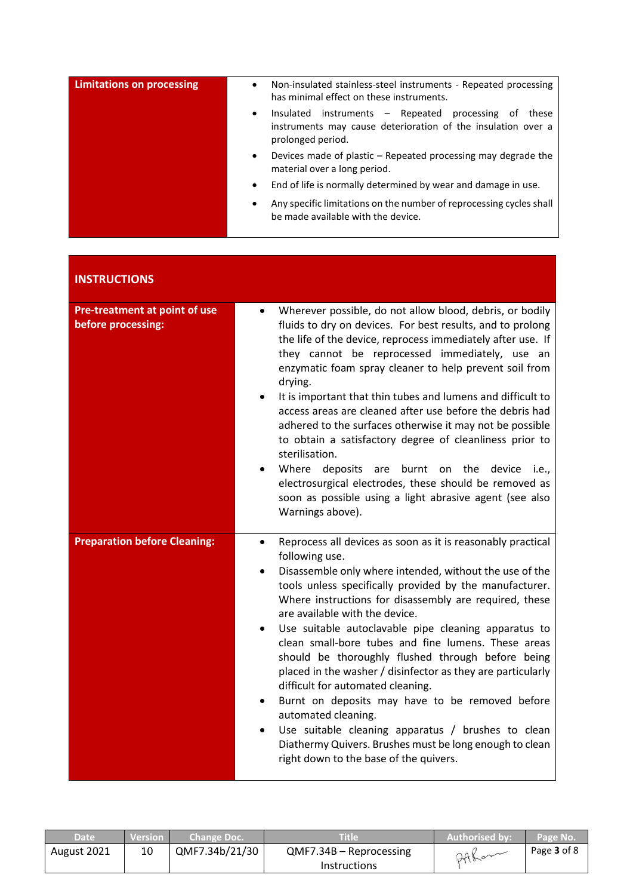| Limitations on processing | <ul><li>Non-insulated stainless-steel instruments - Repeated processing has minimal effect on these instruments.</li><li>Insulated instruments – Repeated processing of these instruments may cause deterioration of the insulation over a prolonged period.</li><li>Devices made of plastic – Repeated processing may degrade the material over a long period.</li><li>End of life is normally determined by wear and damage in use.</li><li>Any specific limitations on the number of reprocessing cycles shall be made available with the device.</li></ul> |
|---|---|

| **INSTRUCTIONS** | |
|---|---|
| **Pre-treatment at point of use before processing:** | <ul><li>Wherever possible, do not allow blood, debris, or bodily fluids to dry on devices. For best results, and to prolong the life of the device, reprocess immediately after use. If they cannot be reprocessed immediately, use an enzymatic foam spray cleaner to help prevent soil from drying.</li><li>It is important that thin tubes and lumens and difficult to access areas are cleaned after use before the debris had adhered to the surfaces otherwise it may not be possible to obtain a satisfactory degree of cleanliness prior to sterilisation.</li><li>Where deposits are burnt on the device i.e., electrosurgical electrodes, these should be removed as soon as possible using a light abrasive agent (see also Warnings above).</li></ul> |
| **Preparation before Cleaning:** | <ul><li>Reprocess all devices as soon as it is reasonably practical following use.</li><li>Disassemble only where intended, without the use of the tools unless specifically provided by the manufacturer. Where instructions for disassembly are required, these are available with the device.</li><li>Use suitable autoclavable pipe cleaning apparatus to clean small-bore tubes and fine lumens. These areas should be thoroughly flushed through before being placed in the washer / disinfector as they are particularly difficult for automated cleaning.</li><li>Burnt on deposits may have to be removed before automated cleaning.</li><li>Use suitable cleaning apparatus / brushes to clean Diathermy Quivers. Brushes must be long enough to clean right down to the base of the quivers.</li></ul> |

| Date | Version | Change Doc. | Title | Authorised by: | Page No. |
|---|---|---|---|---|---|
| August 2021 | 10 | QMF7.34b/21/30 | QMF7.34B – Reprocessing Instructions | | Page 3 of 8 |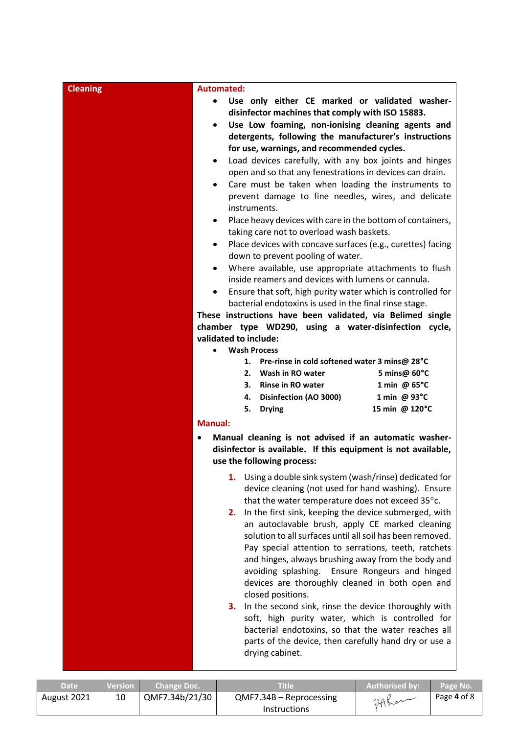## Cleaning

**Automated:**

- **Use only either CE marked or validated washer-disinfector machines that comply with ISO 15883.**
- **Use Low foaming, non-ionising cleaning agents and detergents, following the manufacturer's instructions for use, warnings, and recommended cycles.**
- Load devices carefully, with any box joints and hinges open and so that any fenestrations in devices can drain.
- Care must be taken when loading the instruments to prevent damage to fine needles, wires, and delicate instruments.
- Place heavy devices with care in the bottom of containers, taking care not to overload wash baskets.
- Place devices with concave surfaces (e.g., curettes) facing down to prevent pooling of water.
- Where available, use appropriate attachments to flush inside reamers and devices with lumens or cannula.
- Ensure that soft, high purity water which is controlled for bacterial endotoxins is used in the final rinse stage.

**These instructions have been validated, via Belimed single chamber type WD290, using a water-disinfection cycle, validated to include:**

- **Wash Process**
  1. **Pre-rinse in cold softened water 3 mins@ 28°C**
  2. **Wash in RO water 5 mins@ 60°C**
  3. **Rinse in RO water 1 min @ 65°C**
  4. **Disinfection (AO 3000) 1 min @ 93°C**
  5. **Drying 15 min @ 120°C**

**Manual:**

- **Manual cleaning is not advised if an automatic washer-disinfector is available. If this equipment is not available, use the following process:**

  1. Using a double sink system (wash/rinse) dedicated for device cleaning (not used for hand washing). Ensure that the water temperature does not exceed 35°c.
  2. In the first sink, keeping the device submerged, with an autoclavable brush, apply CE marked cleaning solution to all surfaces until all soil has been removed. Pay special attention to serrations, teeth, ratchets and hinges, always brushing away from the body and avoiding splashing. Ensure Rongeurs and hinged devices are thoroughly cleaned in both open and closed positions.
  3. In the second sink, rinse the device thoroughly with soft, high purity water, which is controlled for bacterial endotoxins, so that the water reaches all parts of the device, then carefully hand dry or use a drying cabinet.

| Date | Version | Change Doc. | Title | Authorised by: | Page No. |
|---|---|---|---|---|---|
| August 2021 | 10 | QMF7.34b/21/30 | QMF7.34B – Reprocessing Instructions | | Page 4 of 8 |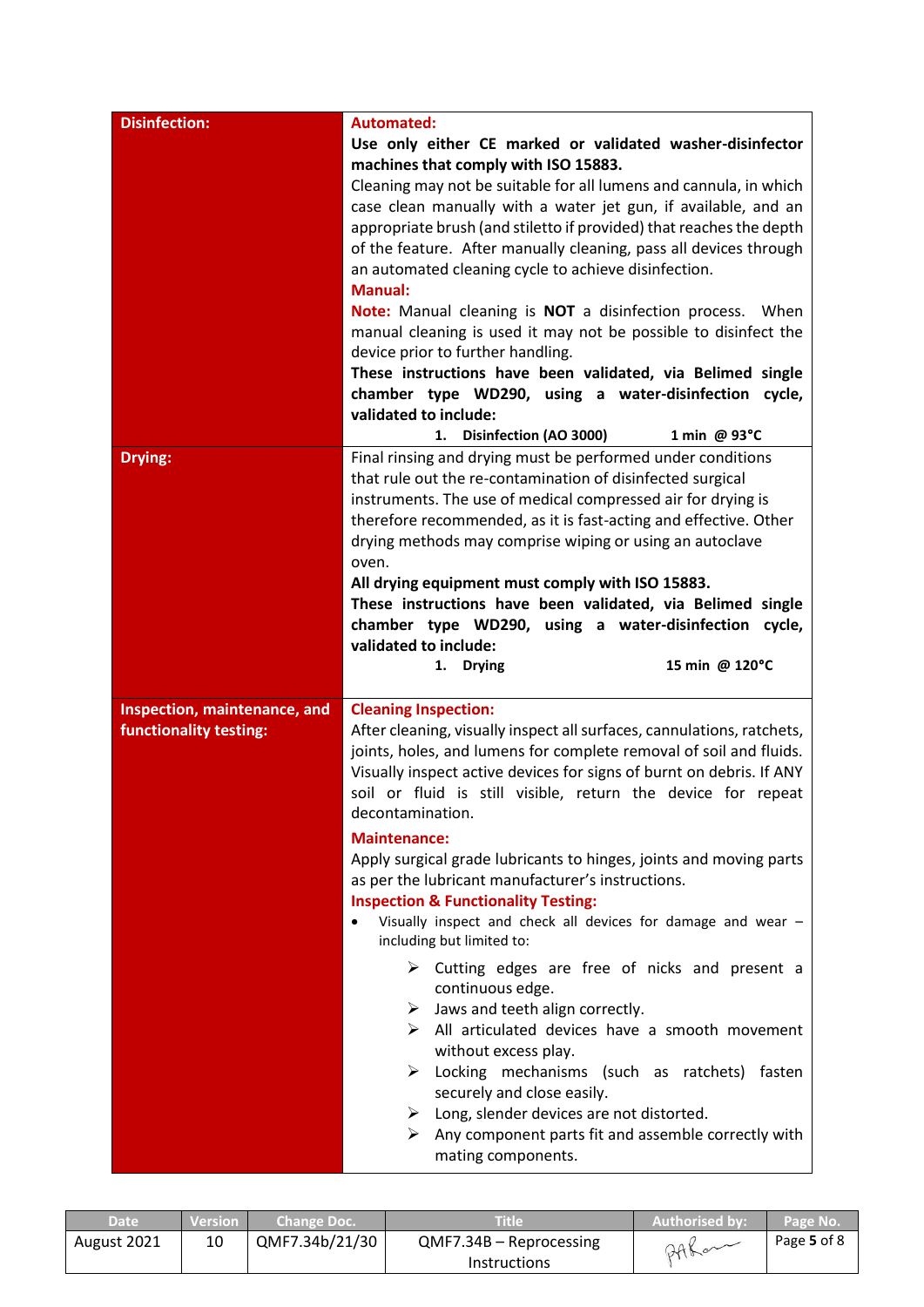| | |
|---|---|
| **Disinfection:** | **Automated:**<br>**Use only either CE marked or validated washer-disinfector machines that comply with ISO 15883.**<br>Cleaning may not be suitable for all lumens and cannula, in which case clean manually with a water jet gun, if available, and an appropriate brush (and stiletto if provided) that reaches the depth of the feature. After manually cleaning, pass all devices through an automated cleaning cycle to achieve disinfection.<br>**Manual:**<br>**Note:** Manual cleaning is **NOT** a disinfection process. When manual cleaning is used it may not be possible to disinfect the device prior to further handling.<br>**These instructions have been validated, via Belimed single chamber type WD290, using a water-disinfection cycle, validated to include:**<br>**1. Disinfection (AO 3000) 1 min @ 93°C** |
| **Drying:** | Final rinsing and drying must be performed under conditions that rule out the re-contamination of disinfected surgical instruments. The use of medical compressed air for drying is therefore recommended, as it is fast-acting and effective. Other drying methods may comprise wiping or using an autoclave oven.<br>**All drying equipment must comply with ISO 15883.**<br>**These instructions have been validated, via Belimed single chamber type WD290, using a water-disinfection cycle, validated to include:**<br>**1. Drying 15 min @ 120°C** |
| **Inspection, maintenance, and functionality testing:** | **Cleaning Inspection:**<br>After cleaning, visually inspect all surfaces, cannulations, ratchets, joints, holes, and lumens for complete removal of soil and fluids. Visually inspect active devices for signs of burnt on debris. If ANY soil or fluid is still visible, return the device for repeat decontamination.<br>**Maintenance:**<br>Apply surgical grade lubricants to hinges, joints and moving parts as per the lubricant manufacturer's instructions.<br>**Inspection & Functionality Testing:**<br>• Visually inspect and check all devices for damage and wear – including but limited to:<br>➢ Cutting edges are free of nicks and present a continuous edge.<br>➢ Jaws and teeth align correctly.<br>➢ All articulated devices have a smooth movement without excess play.<br>➢ Locking mechanisms (such as ratchets) fasten securely and close easily.<br>➢ Long, slender devices are not distorted.<br>➢ Any component parts fit and assemble correctly with mating components. |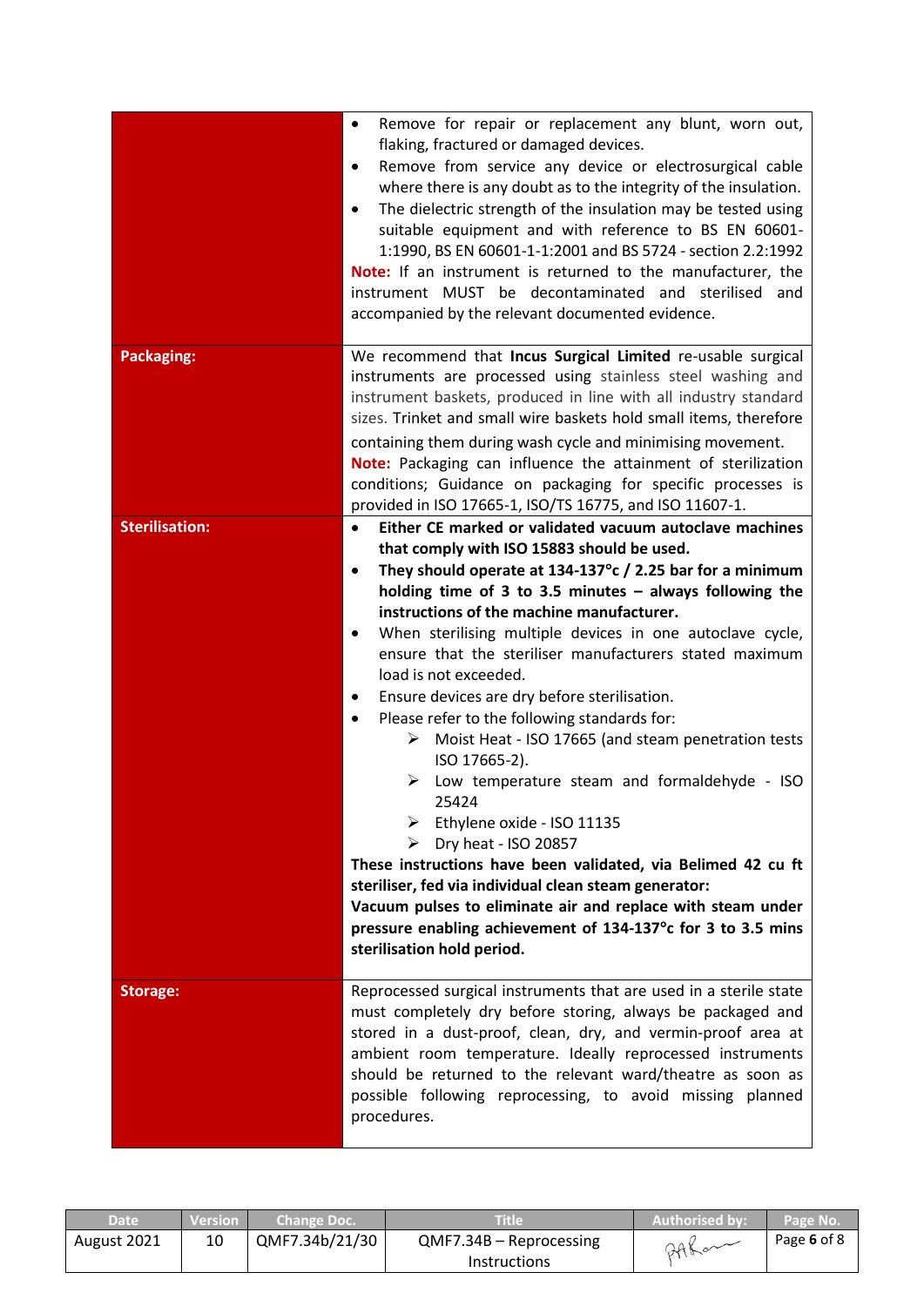| | |
|---|---|
| | • Remove for repair or replacement any blunt, worn out, flaking, fractured or damaged devices.<br>• Remove from service any device or electrosurgical cable where there is any doubt as to the integrity of the insulation.<br>• The dielectric strength of the insulation may be tested using suitable equipment and with reference to BS EN 60601-1:1990, BS EN 60601-1-1:2001 and BS 5724 - section 2.2:1992<br>**Note:** If an instrument is returned to the manufacturer, the instrument MUST be decontaminated and sterilised and accompanied by the relevant documented evidence. |
| **Packaging:** | We recommend that **Incus Surgical Limited** re-usable surgical instruments are processed using stainless steel washing and instrument baskets, produced in line with all industry standard sizes. Trinket and small wire baskets hold small items, therefore containing them during wash cycle and minimising movement.<br>**Note:** Packaging can influence the attainment of sterilization conditions; Guidance on packaging for specific processes is provided in ISO 17665-1, ISO/TS 16775, and ISO 11607-1. |
| **Sterilisation:** | • **Either CE marked or validated vacuum autoclave machines that comply with ISO 15883 should be used.**<br>• **They should operate at 134-137°c / 2.25 bar for a minimum holding time of 3 to 3.5 minutes – always following the instructions of the machine manufacturer.**<br>• When sterilising multiple devices in one autoclave cycle, ensure that the steriliser manufacturers stated maximum load is not exceeded.<br>• Ensure devices are dry before sterilisation.<br>• Please refer to the following standards for:<br>&nbsp;&nbsp;➢ Moist Heat - ISO 17665 (and steam penetration tests ISO 17665-2).<br>&nbsp;&nbsp;➢ Low temperature steam and formaldehyde - ISO 25424<br>&nbsp;&nbsp;➢ Ethylene oxide - ISO 11135<br>&nbsp;&nbsp;➢ Dry heat - ISO 20857<br>**These instructions have been validated, via Belimed 42 cu ft steriliser, fed via individual clean steam generator:**<br>**Vacuum pulses to eliminate air and replace with steam under pressure enabling achievement of 134-137°c for 3 to 3.5 mins sterilisation hold period.** |
| **Storage:** | Reprocessed surgical instruments that are used in a sterile state must completely dry before storing, always be packaged and stored in a dust-proof, clean, dry, and vermin-proof area at ambient room temperature. Ideally reprocessed instruments should be returned to the relevant ward/theatre as soon as possible following reprocessing, to avoid missing planned procedures. |

| Date | Version | Change Doc. | Title | Authorised by: | Page No. |
|---|---|---|---|---|---|
| August 2021 | 10 | QMF7.34b/21/30 | QMF7.34B – Reprocessing Instructions | | Page 6 of 8 |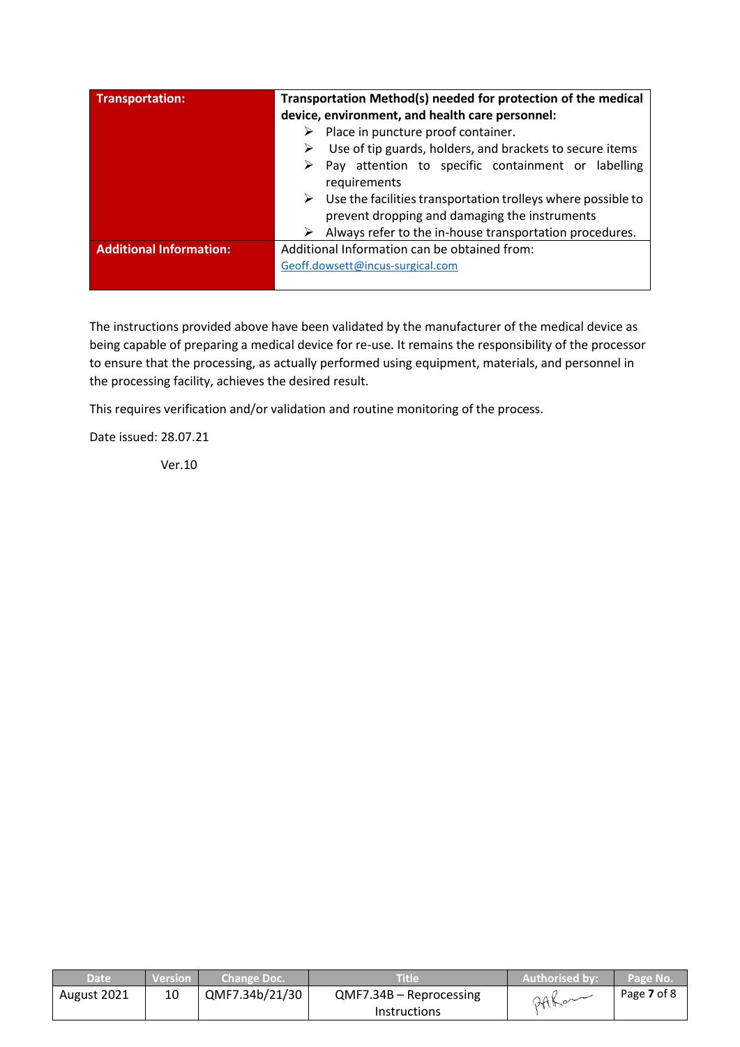| | |
|---|---|
| **Transportation:** | **Transportation Method(s) needed for protection of the medical device, environment, and health care personnel:**<br>➢ Place in puncture proof container.<br>➢ Use of tip guards, holders, and brackets to secure items<br>➢ Pay attention to specific containment or labelling requirements<br>➢ Use the facilities transportation trolleys where possible to prevent dropping and damaging the instruments<br>➢ Always refer to the in-house transportation procedures. |
| **Additional Information:** | Additional Information can be obtained from:<br>Geoff.dowsett@incus-surgical.com |

The instructions provided above have been validated by the manufacturer of the medical device as being capable of preparing a medical device for re-use. It remains the responsibility of the processor to ensure that the processing, as actually performed using equipment, materials, and personnel in the processing facility, achieves the desired result.

This requires verification and/or validation and routine monitoring of the process.

Date issued: 28.07.21

Ver.10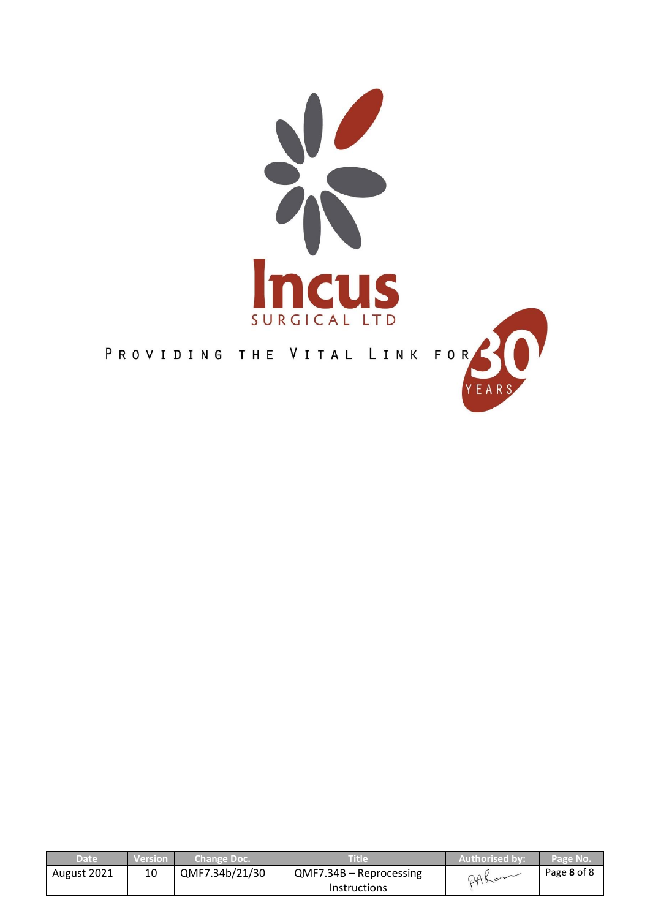Incus

SURGICAL LTD

PROVIDING THE VITAL LINK FOR 30 YEARS